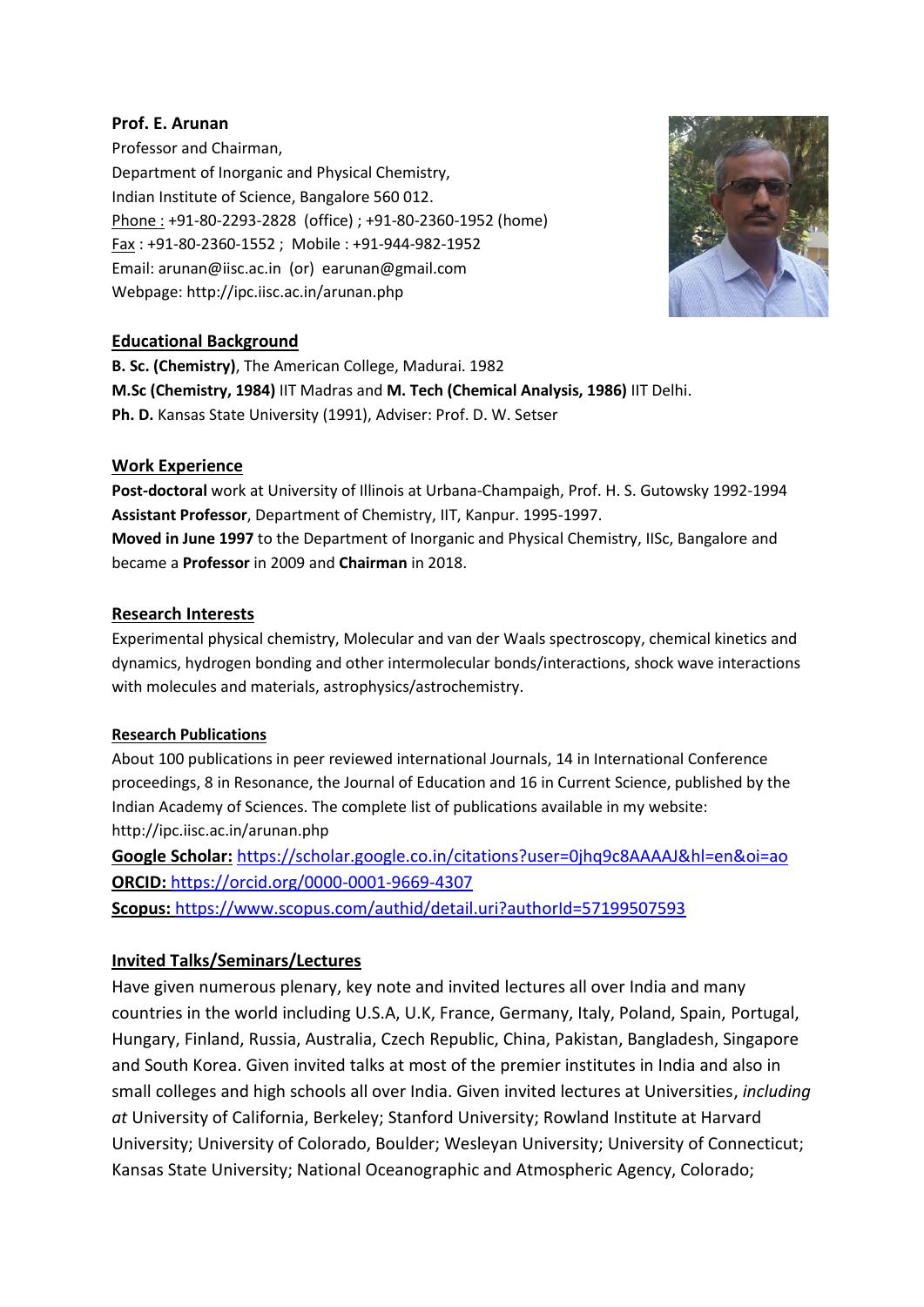**Prof. E. Arunan**
Professor and Chairman,
Department of Inorganic and Physical Chemistry,
Indian Institute of Science, Bangalore 560 012.
Phone : +91-80-2293-2828 (office) ; +91-80-2360-1952 (home)
Fax : +91-80-2360-1552 ; Mobile : +91-944-982-1952
Email: arunan@iisc.ac.in (or) earunan@gmail.com
Webpage: http://ipc.iisc.ac.in/arunan.php

## Educational Background

**B. Sc. (Chemistry)**, The American College, Madurai. 1982
**M.Sc (Chemistry, 1984)** IIT Madras and **M. Tech (Chemical Analysis, 1986)** IIT Delhi.
**Ph. D.** Kansas State University (1991), Adviser: Prof. D. W. Setser

## Work Experience

**Post-doctoral** work at University of Illinois at Urbana-Champaigh, Prof. H. S. Gutowsky 1992-1994
**Assistant Professor**, Department of Chemistry, IIT, Kanpur. 1995-1997.
**Moved in June 1997** to the Department of Inorganic and Physical Chemistry, IISc, Bangalore and became a **Professor** in 2009 and **Chairman** in 2018.

## Research Interests

Experimental physical chemistry, Molecular and van der Waals spectroscopy, chemical kinetics and dynamics, hydrogen bonding and other intermolecular bonds/interactions, shock wave interactions with molecules and materials, astrophysics/astrochemistry.

## Research Publications

About 100 publications in peer reviewed international Journals, 14 in International Conference proceedings, 8 in Resonance, the Journal of Education and 16 in Current Science, published by the Indian Academy of Sciences. The complete list of publications available in my website: http://ipc.iisc.ac.in/arunan.php

**Google Scholar:** https://scholar.google.co.in/citations?user=0jhq9c8AAAAJ&hl=en&oi=ao
**ORCID:** https://orcid.org/0000-0001-9669-4307
**Scopus:** https://www.scopus.com/authid/detail.uri?authorId=57199507593

## Invited Talks/Seminars/Lectures

Have given numerous plenary, key note and invited lectures all over India and many countries in the world including U.S.A, U.K, France, Germany, Italy, Poland, Spain, Portugal, Hungary, Finland, Russia, Australia, Czech Republic, China, Pakistan, Bangladesh, Singapore and South Korea. Given invited talks at most of the premier institutes in India and also in small colleges and high schools all over India. Given invited lectures at Universities, *including at* University of California, Berkeley; Stanford University; Rowland Institute at Harvard University; University of Colorado, Boulder; Wesleyan University; University of Connecticut; Kansas State University; National Oceanographic and Atmospheric Agency, Colorado;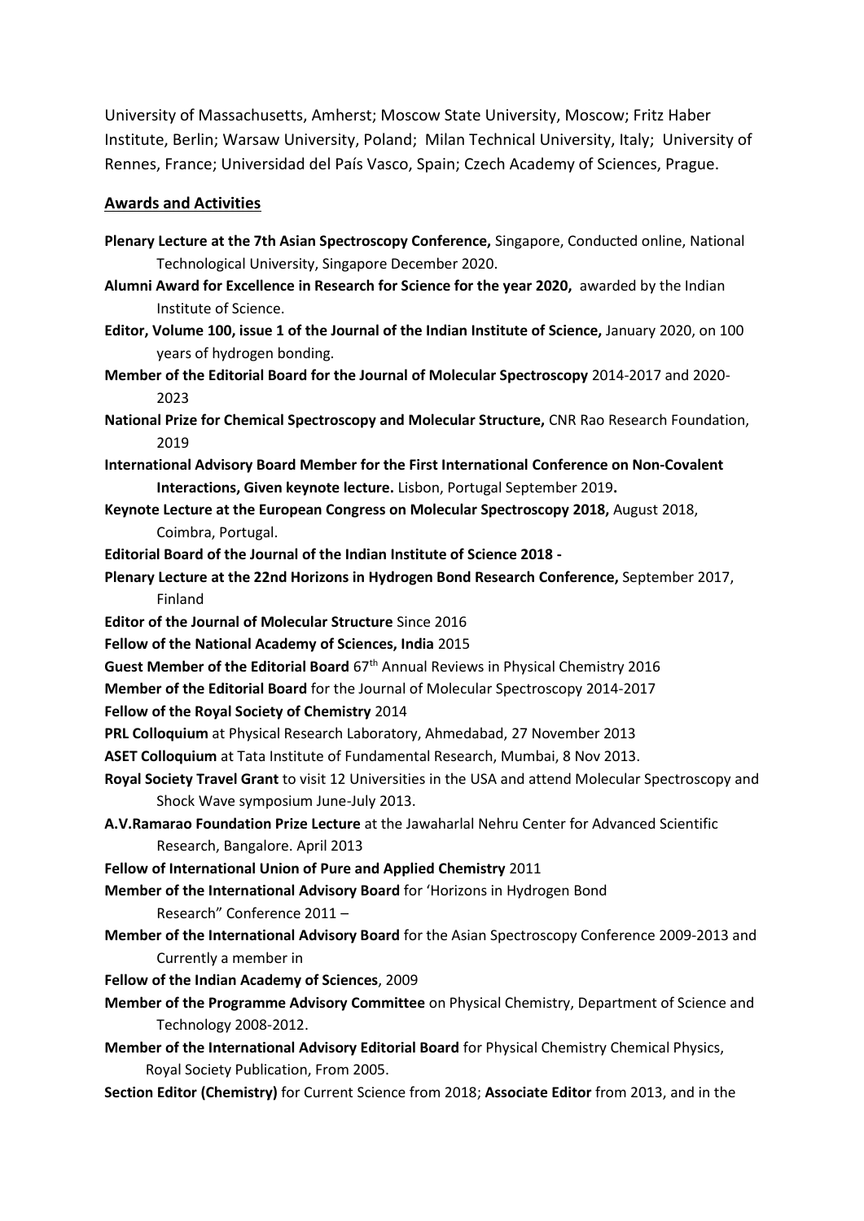University of Massachusetts, Amherst; Moscow State University, Moscow; Fritz Haber Institute, Berlin; Warsaw University, Poland; Milan Technical University, Italy; University of Rennes, France; Universidad del País Vasco, Spain; Czech Academy of Sciences, Prague.

## Awards and Activities

**Plenary Lecture at the 7th Asian Spectroscopy Conference,** Singapore, Conducted online, National Technological University, Singapore December 2020.

**Alumni Award for Excellence in Research for Science for the year 2020,** awarded by the Indian Institute of Science.

**Editor, Volume 100, issue 1 of the Journal of the Indian Institute of Science,** January 2020, on 100 years of hydrogen bonding.

**Member of the Editorial Board for the Journal of Molecular Spectroscopy** 2014-2017 and 2020-2023

**National Prize for Chemical Spectroscopy and Molecular Structure,** CNR Rao Research Foundation, 2019

**International Advisory Board Member for the First International Conference on Non-Covalent Interactions, Given keynote lecture.** Lisbon, Portugal September 2019**.**

**Keynote Lecture at the European Congress on Molecular Spectroscopy 2018,** August 2018, Coimbra, Portugal.

**Editorial Board of the Journal of the Indian Institute of Science 2018 -**

**Plenary Lecture at the 22nd Horizons in Hydrogen Bond Research Conference,** September 2017, Finland

**Editor of the Journal of Molecular Structure** Since 2016

**Fellow of the National Academy of Sciences, India** 2015

**Guest Member of the Editorial Board** 67th Annual Reviews in Physical Chemistry 2016

**Member of the Editorial Board** for the Journal of Molecular Spectroscopy 2014-2017

**Fellow of the Royal Society of Chemistry** 2014

**PRL Colloquium** at Physical Research Laboratory, Ahmedabad, 27 November 2013

**ASET Colloquium** at Tata Institute of Fundamental Research, Mumbai, 8 Nov 2013.

**Royal Society Travel Grant** to visit 12 Universities in the USA and attend Molecular Spectroscopy and Shock Wave symposium June-July 2013.

**A.V.Ramarao Foundation Prize Lecture** at the Jawaharlal Nehru Center for Advanced Scientific Research, Bangalore. April 2013

**Fellow of International Union of Pure and Applied Chemistry** 2011

**Member of the International Advisory Board** for 'Horizons in Hydrogen Bond Research" Conference 2011 –

**Member of the International Advisory Board** for the Asian Spectroscopy Conference 2009-2013 and Currently a member in

**Fellow of the Indian Academy of Sciences**, 2009

**Member of the Programme Advisory Committee** on Physical Chemistry, Department of Science and Technology 2008-2012.

**Member of the International Advisory Editorial Board** for Physical Chemistry Chemical Physics, Royal Society Publication, From 2005.

**Section Editor (Chemistry)** for Current Science from 2018; **Associate Editor** from 2013, and in the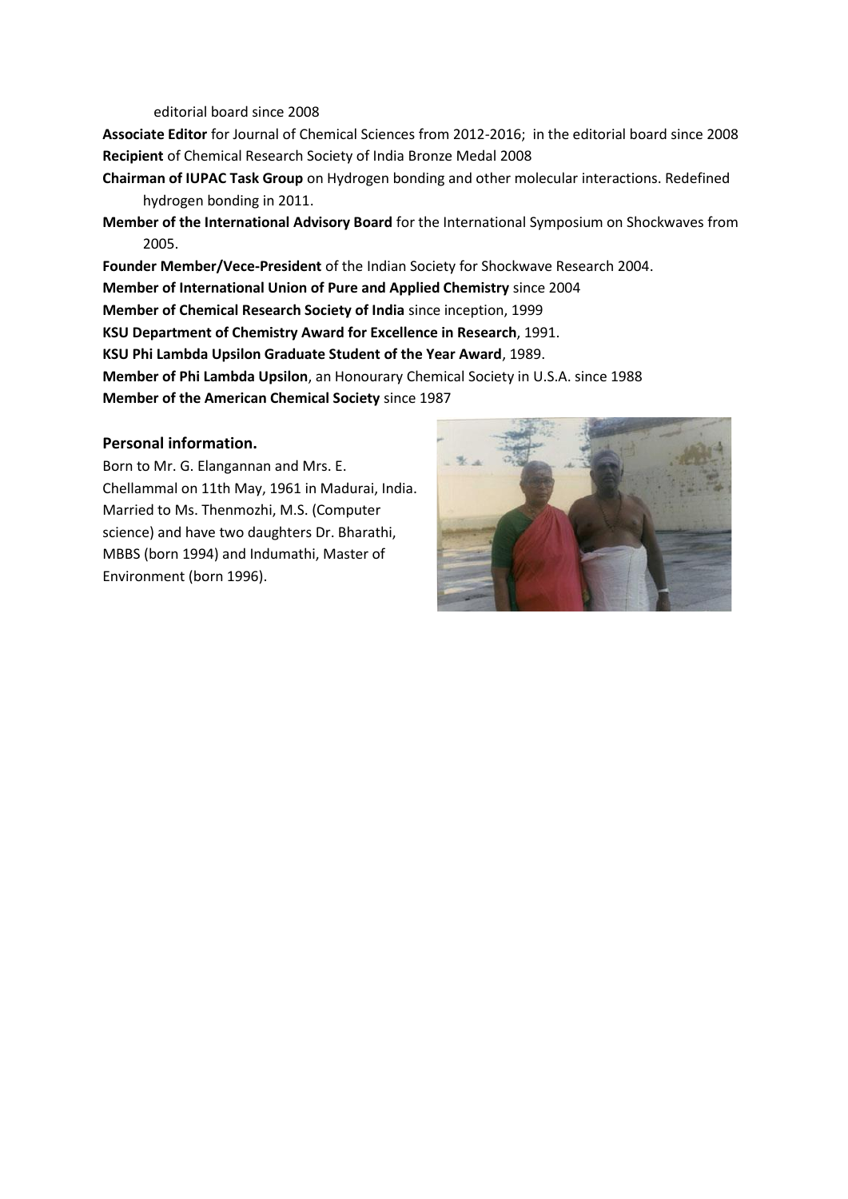editorial board since 2008

**Associate Editor** for Journal of Chemical Sciences from 2012-2016; in the editorial board since 2008

**Recipient** of Chemical Research Society of India Bronze Medal 2008

**Chairman of IUPAC Task Group** on Hydrogen bonding and other molecular interactions. Redefined hydrogen bonding in 2011.

**Member of the International Advisory Board** for the International Symposium on Shockwaves from 2005.

**Founder Member/Vece-President** of the Indian Society for Shockwave Research 2004.

**Member of International Union of Pure and Applied Chemistry** since 2004

**Member of Chemical Research Society of India** since inception, 1999

**KSU Department of Chemistry Award for Excellence in Research**, 1991.

**KSU Phi Lambda Upsilon Graduate Student of the Year Award**, 1989.

**Member of Phi Lambda Upsilon**, an Honourary Chemical Society in U.S.A. since 1988

**Member of the American Chemical Society** since 1987

## Personal information.

Born to Mr. G. Elangannan and Mrs. E. Chellammal on 11th May, 1961 in Madurai, India. Married to Ms. Thenmozhi, M.S. (Computer science) and have two daughters Dr. Bharathi, MBBS (born 1994) and Indumathi, Master of Environment (born 1996).